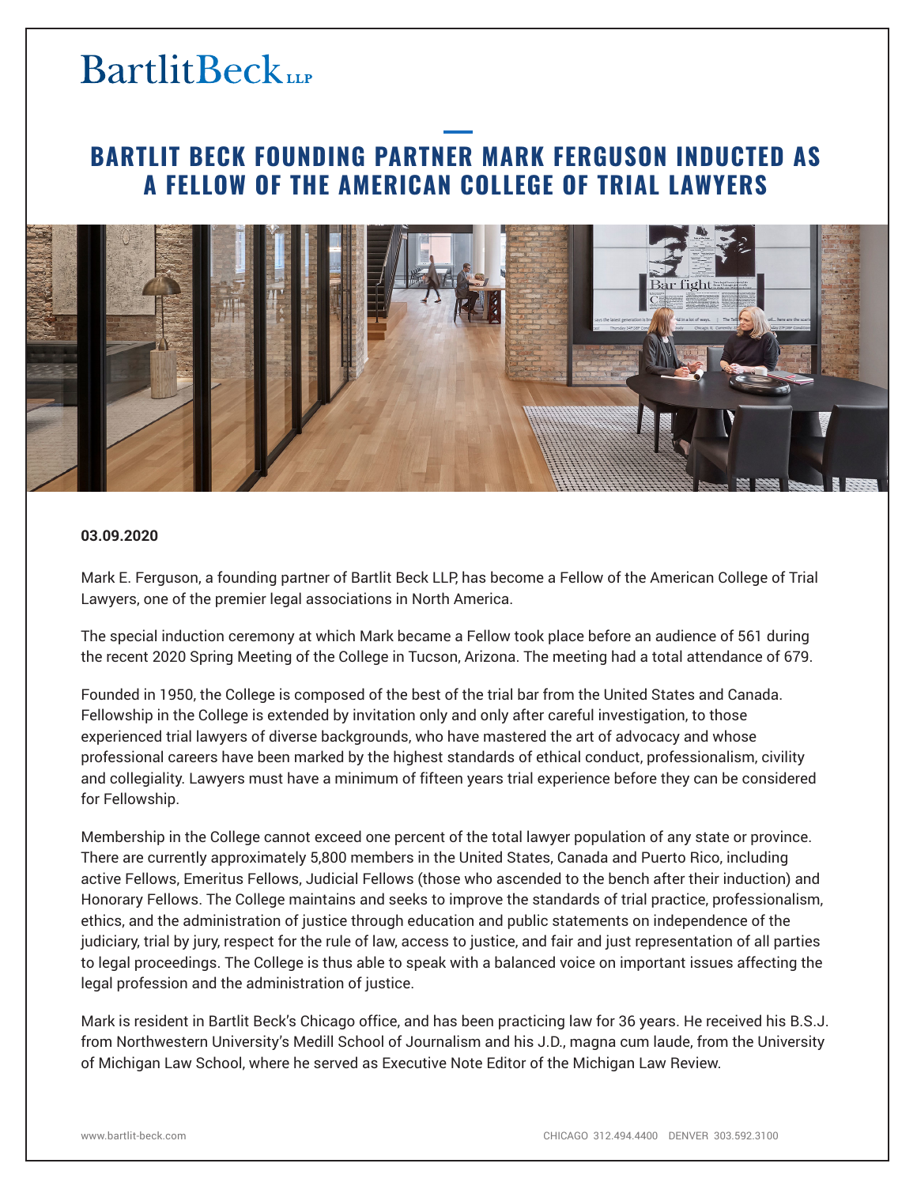BartlitBeck LLP

# BARTLIT BECK FOUNDING PARTNER MARK FERGUSON INDUCTED AS A FELLOW OF THE AMERICAN COLLEGE OF TRIAL LAWYERS

**03.09.2020**

Mark E. Ferguson, a founding partner of Bartlit Beck LLP, has become a Fellow of the American College of Trial Lawyers, one of the premier legal associations in North America.

The special induction ceremony at which Mark became a Fellow took place before an audience of 561 during the recent 2020 Spring Meeting of the College in Tucson, Arizona. The meeting had a total attendance of 679.

Founded in 1950, the College is composed of the best of the trial bar from the United States and Canada. Fellowship in the College is extended by invitation only and only after careful investigation, to those experienced trial lawyers of diverse backgrounds, who have mastered the art of advocacy and whose professional careers have been marked by the highest standards of ethical conduct, professionalism, civility and collegiality. Lawyers must have a minimum of fifteen years trial experience before they can be considered for Fellowship.

Membership in the College cannot exceed one percent of the total lawyer population of any state or province. There are currently approximately 5,800 members in the United States, Canada and Puerto Rico, including active Fellows, Emeritus Fellows, Judicial Fellows (those who ascended to the bench after their induction) and Honorary Fellows. The College maintains and seeks to improve the standards of trial practice, professionalism, ethics, and the administration of justice through education and public statements on independence of the judiciary, trial by jury, respect for the rule of law, access to justice, and fair and just representation of all parties to legal proceedings. The College is thus able to speak with a balanced voice on important issues affecting the legal profession and the administration of justice.

Mark is resident in Bartlit Beck's Chicago office, and has been practicing law for 36 years. He received his B.S.J. from Northwestern University's Medill School of Journalism and his J.D., magna cum laude, from the University of Michigan Law School, where he served as Executive Note Editor of the Michigan Law Review.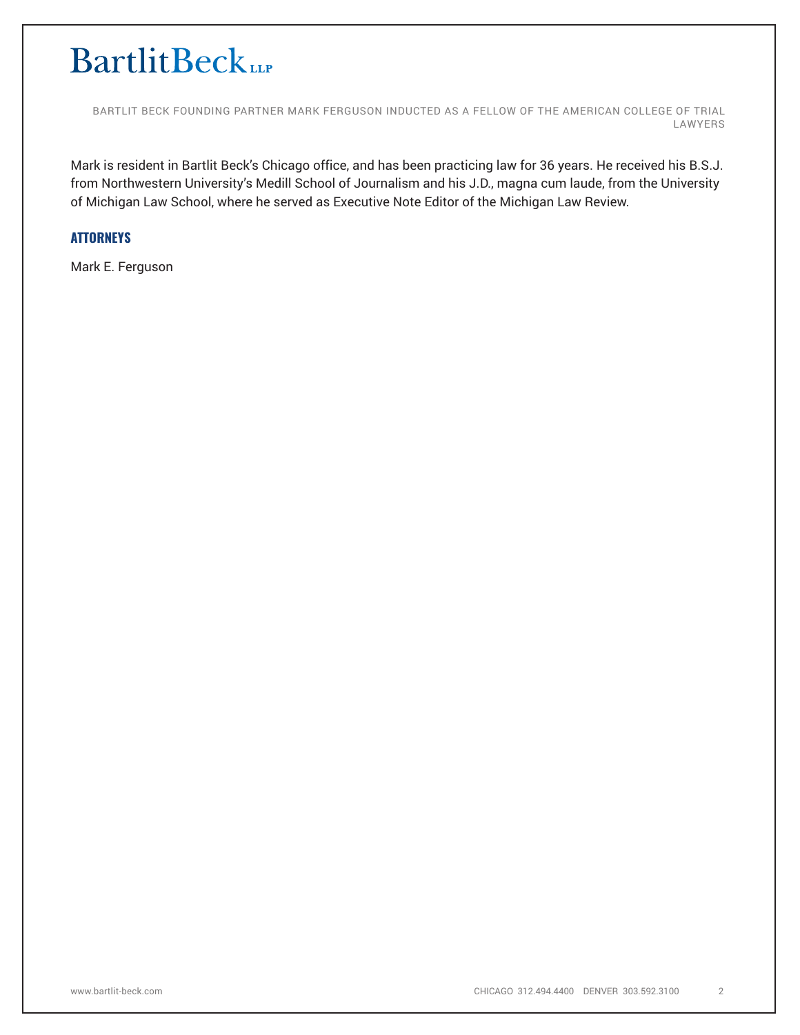Mark is resident in Bartlit Beck's Chicago office, and has been practicing law for 36 years. He received his B.S.J. from Northwestern University's Medill School of Journalism and his J.D., magna cum laude, from the University of Michigan Law School, where he served as Executive Note Editor of the Michigan Law Review.

## ATTORNEYS

Mark E. Ferguson